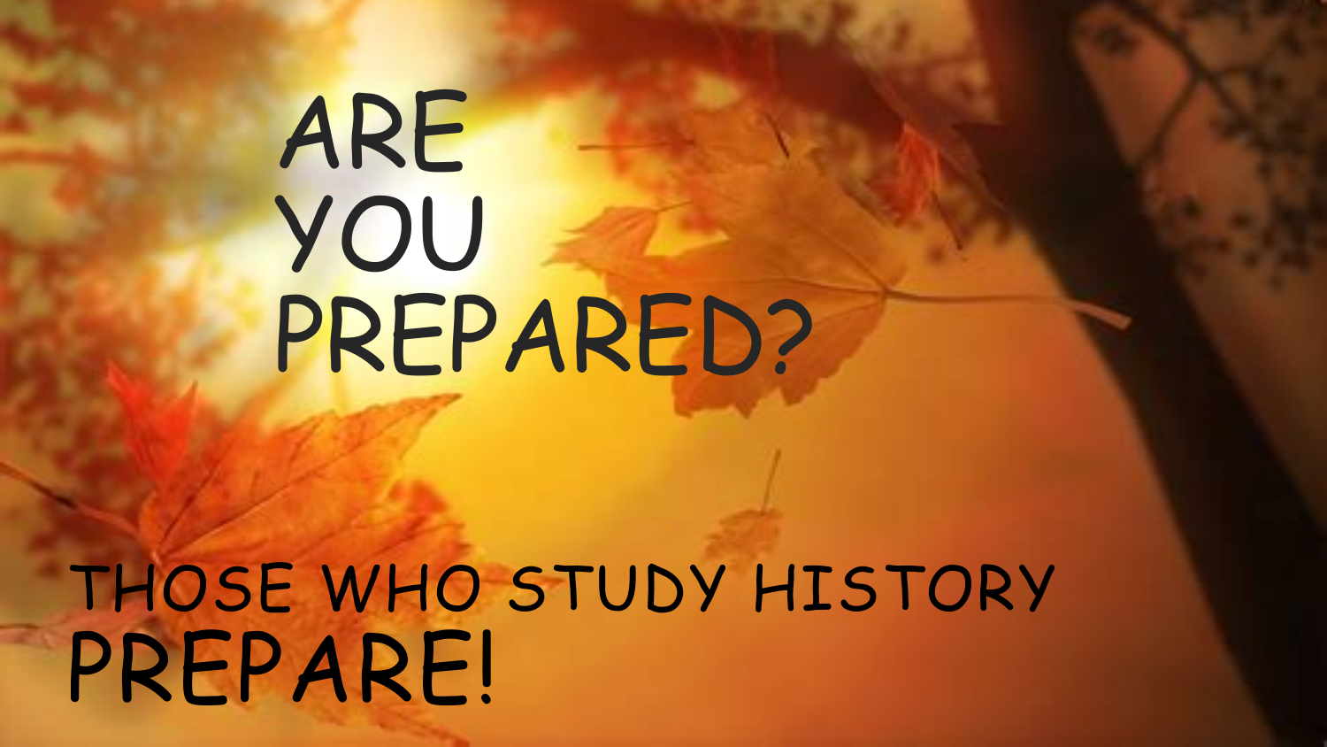# ARE YOU PREPARED?

THOSE WHO STUDY HISTORY PREPARE!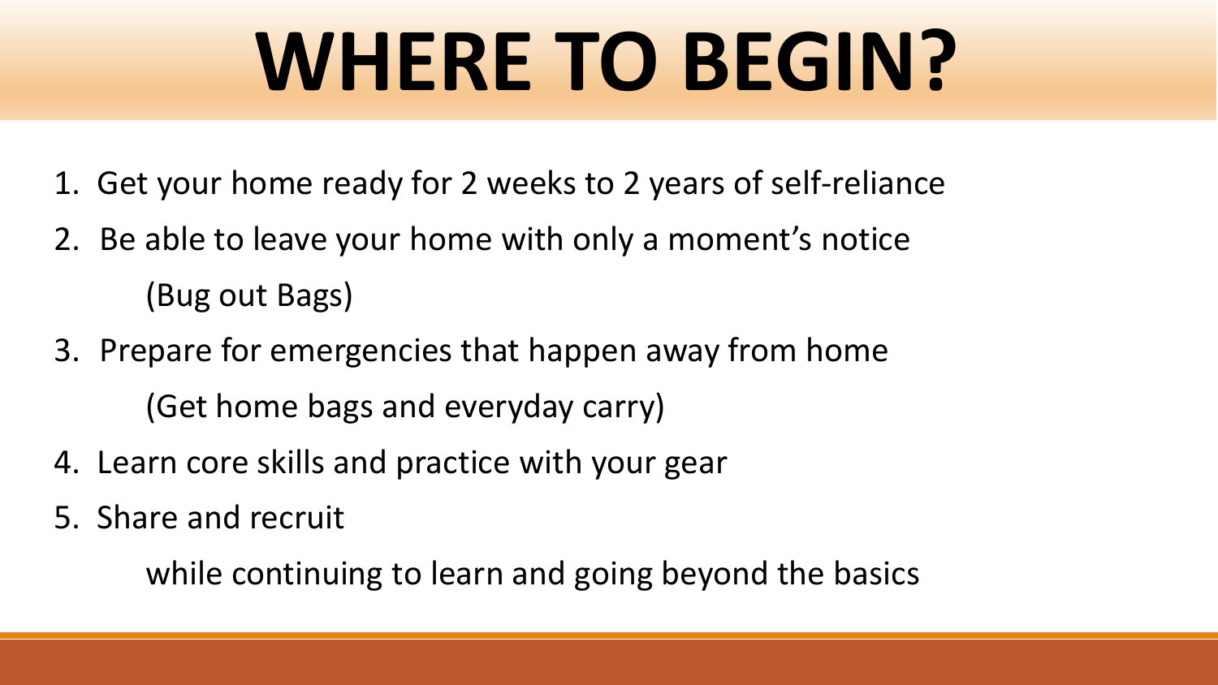# WHERE TO BEGIN?

1. Get your home ready for 2 weeks to 2 years of self-reliance
2. Be able to leave your home with only a moment's notice

   (Bug out Bags)
3. Prepare for emergencies that happen away from home

   (Get home bags and everyday carry)
4. Learn core skills and practice with your gear
5. Share and recruit

   while continuing to learn and going beyond the basics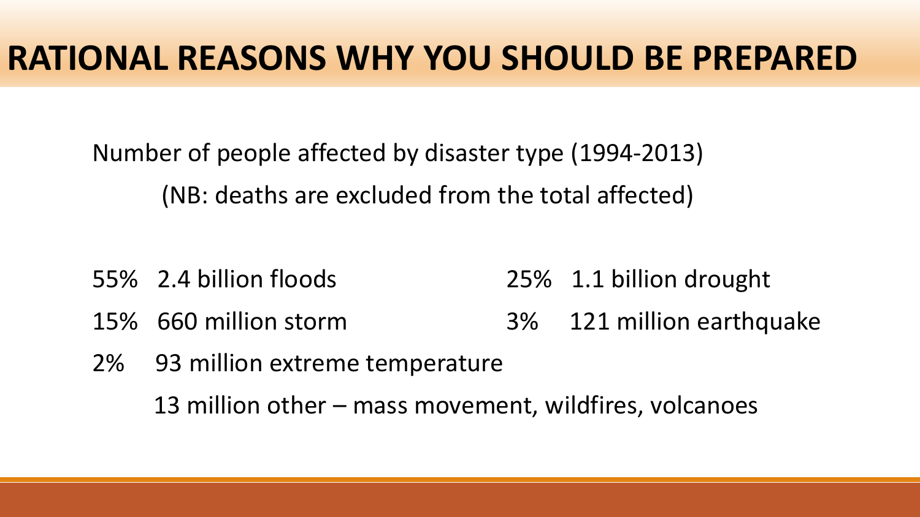# RATIONAL REASONS WHY YOU SHOULD BE PREPARED

Number of people affected by disaster type (1994-2013)

(NB: deaths are excluded from the total affected)

55% 2.4 billion floods

25% 1.1 billion drought

15% 660 million storm

3% 121 million earthquake

2% 93 million extreme temperature

13 million other – mass movement, wildfires, volcanoes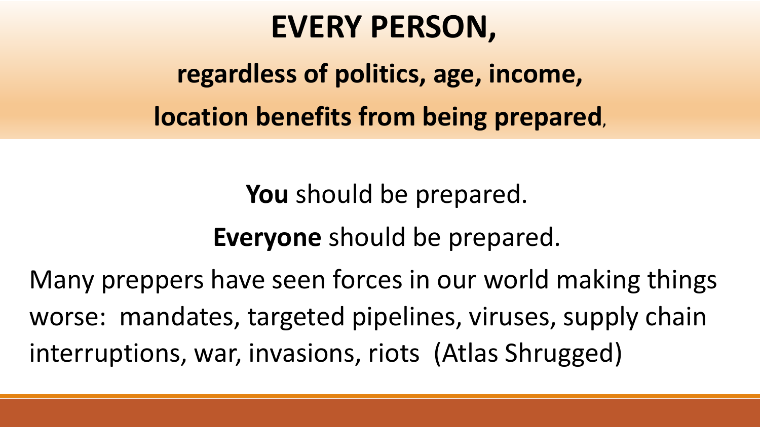# EVERY PERSON,

## regardless of politics, age, income, location benefits from being prepared,

**You** should be prepared.

**Everyone** should be prepared.

Many preppers have seen forces in our world making things worse: mandates, targeted pipelines, viruses, supply chain interruptions, war, invasions, riots (Atlas Shrugged)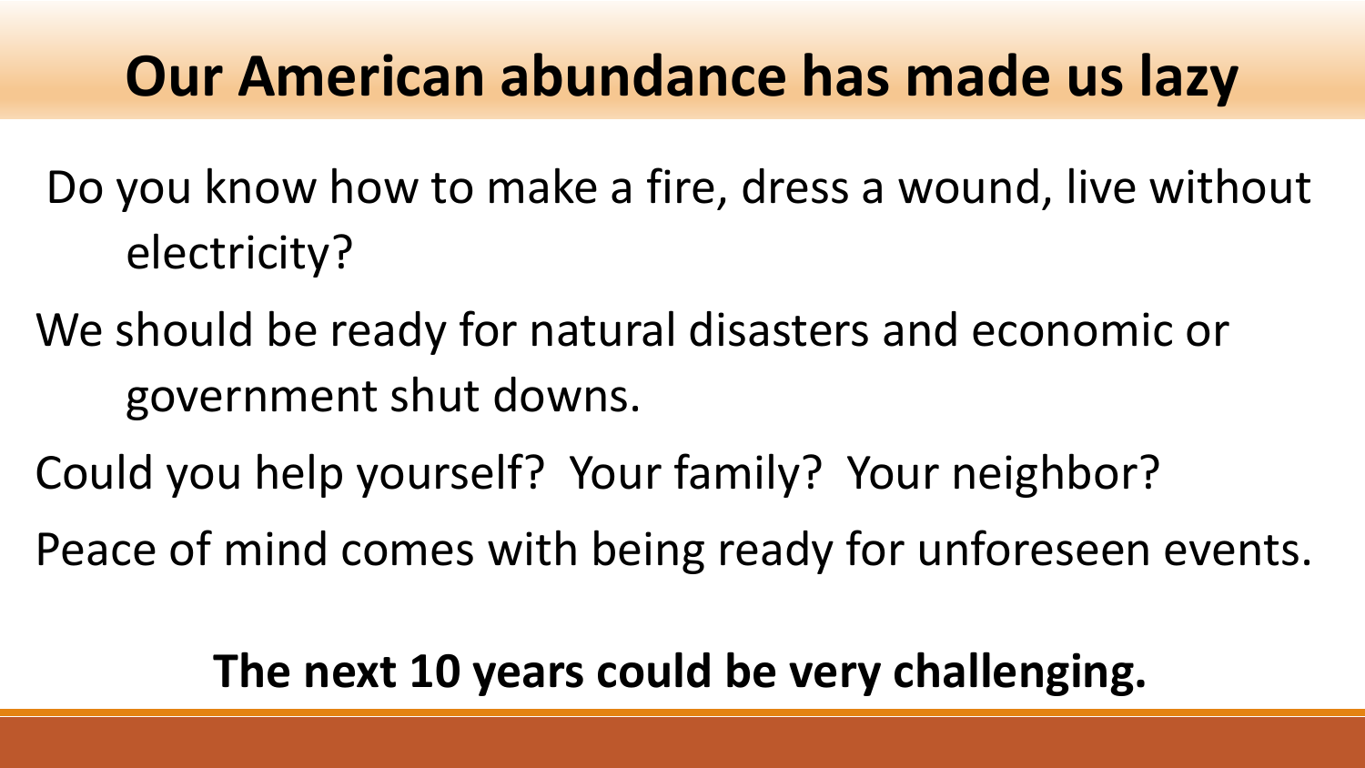# Our American abundance has made us lazy

Do you know how to make a fire, dress a wound, live without electricity?

We should be ready for natural disasters and economic or government shut downs.

Could you help yourself? Your family? Your neighbor?

Peace of mind comes with being ready for unforeseen events.

**The next 10 years could be very challenging.**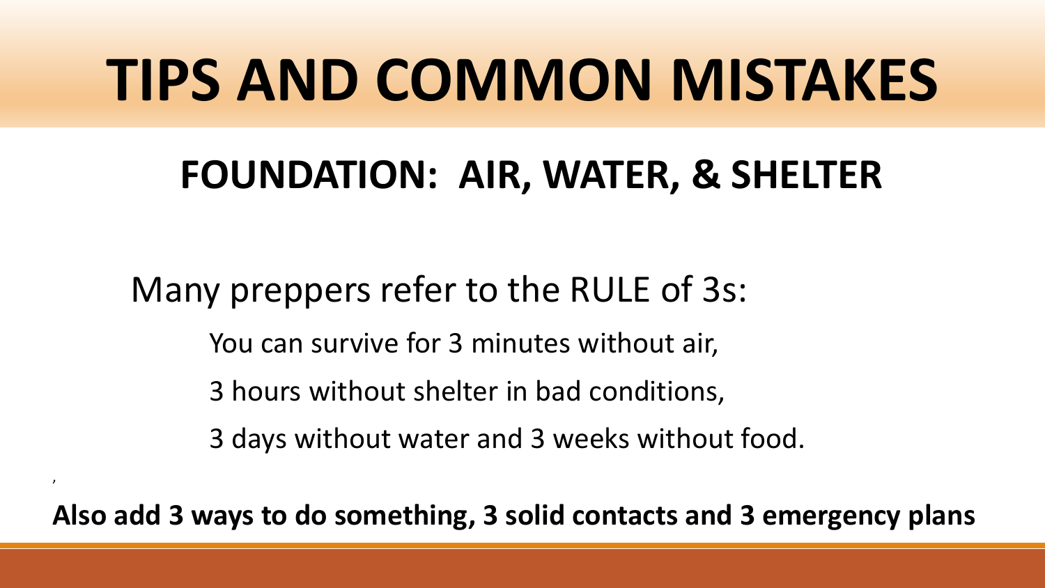# TIPS AND COMMON MISTAKES

## FOUNDATION: AIR, WATER, & SHELTER

Many preppers refer to the RULE of 3s:

You can survive for 3 minutes without air,

3 hours without shelter in bad conditions,

3 days without water and 3 weeks without food.

**Also add 3 ways to do something, 3 solid contacts and 3 emergency plans**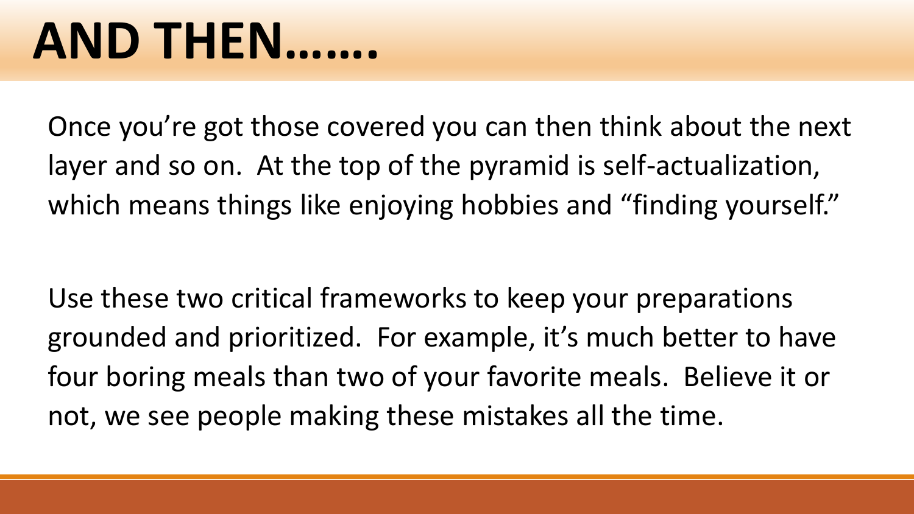# AND THEN…….

Once you're got those covered you can then think about the next layer and so on. At the top of the pyramid is self-actualization, which means things like enjoying hobbies and "finding yourself."

Use these two critical frameworks to keep your preparations grounded and prioritized. For example, it's much better to have four boring meals than two of your favorite meals. Believe it or not, we see people making these mistakes all the time.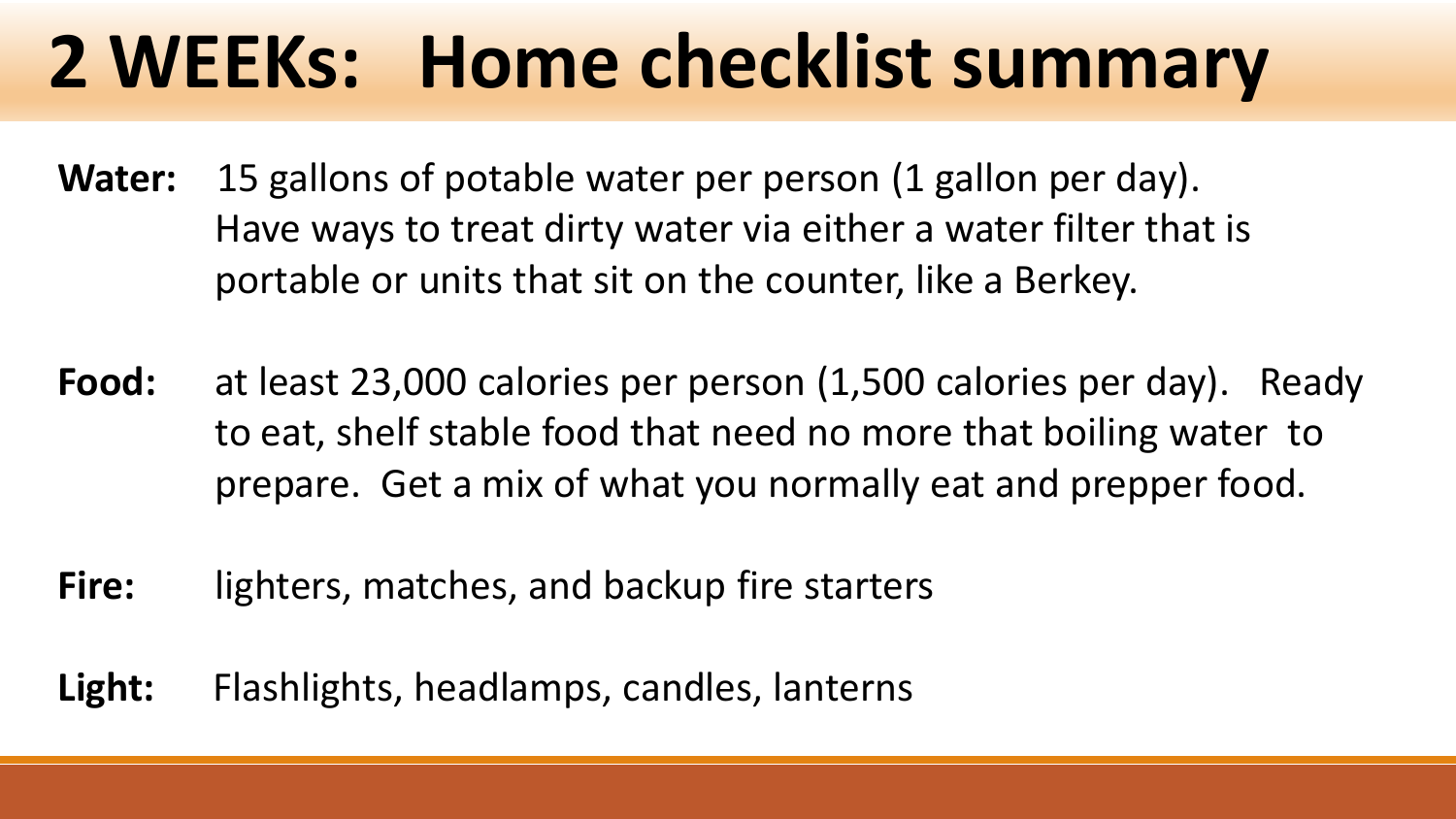# 2 WEEKs: Home checklist summary

**Water:** 15 gallons of potable water per person (1 gallon per day). Have ways to treat dirty water via either a water filter that is portable or units that sit on the counter, like a Berkey.

**Food:** at least 23,000 calories per person (1,500 calories per day). Ready to eat, shelf stable food that need no more that boiling water to prepare. Get a mix of what you normally eat and prepper food.

**Fire:** lighters, matches, and backup fire starters

**Light:** Flashlights, headlamps, candles, lanterns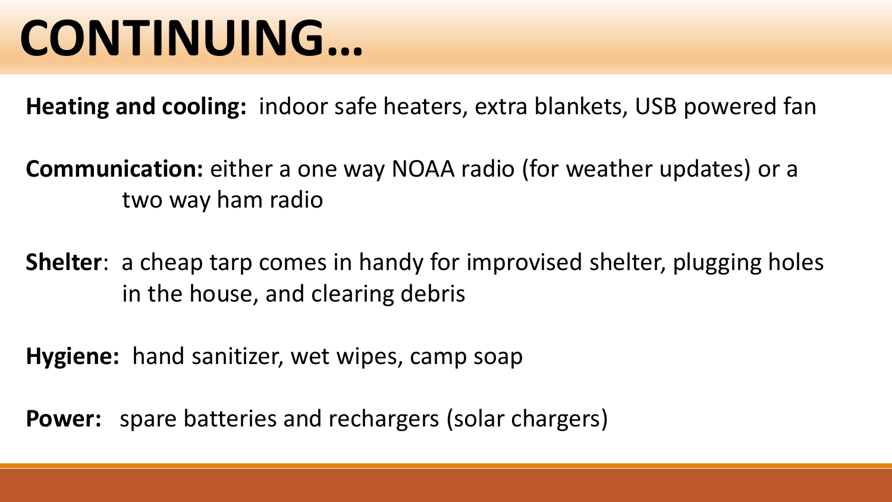# CONTINUING…

**Heating and cooling:** indoor safe heaters, extra blankets, USB powered fan

**Communication:** either a one way NOAA radio (for weather updates) or a two way ham radio

**Shelter**: a cheap tarp comes in handy for improvised shelter, plugging holes in the house, and clearing debris

**Hygiene:** hand sanitizer, wet wipes, camp soap

**Power:** spare batteries and rechargers (solar chargers)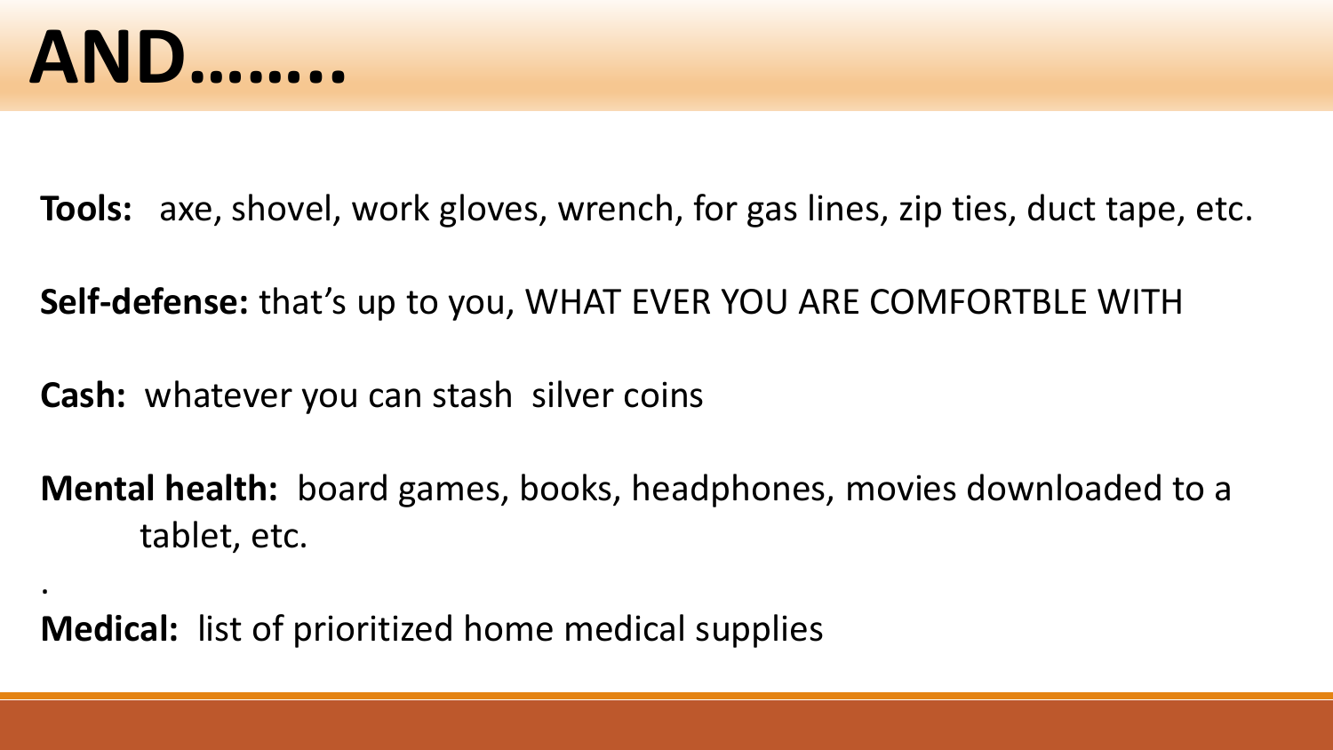# AND……..

**Tools:** axe, shovel, work gloves, wrench, for gas lines, zip ties, duct tape, etc.

**Self-defense:** that's up to you, WHAT EVER YOU ARE COMFORTBLE WITH

**Cash:** whatever you can stash silver coins

**Mental health:** board games, books, headphones, movies downloaded to a tablet, etc.

.

**Medical:** list of prioritized home medical supplies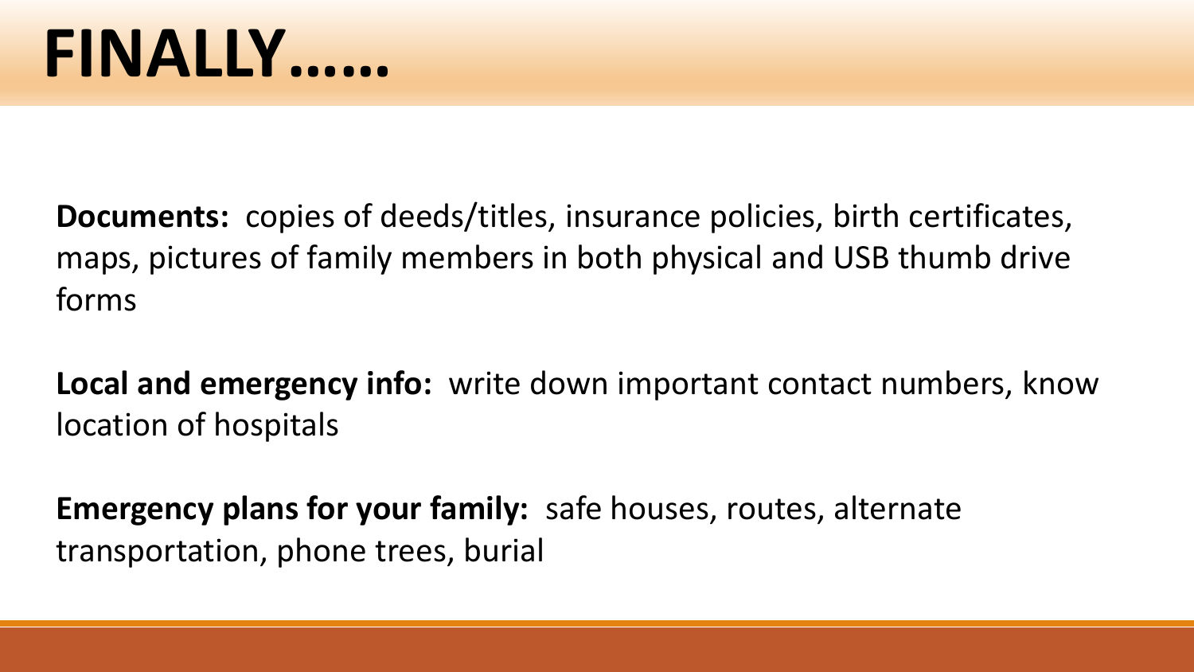# FINALLY……

**Documents:** copies of deeds/titles, insurance policies, birth certificates, maps, pictures of family members in both physical and USB thumb drive forms

**Local and emergency info:** write down important contact numbers, know location of hospitals

**Emergency plans for your family:** safe houses, routes, alternate transportation, phone trees, burial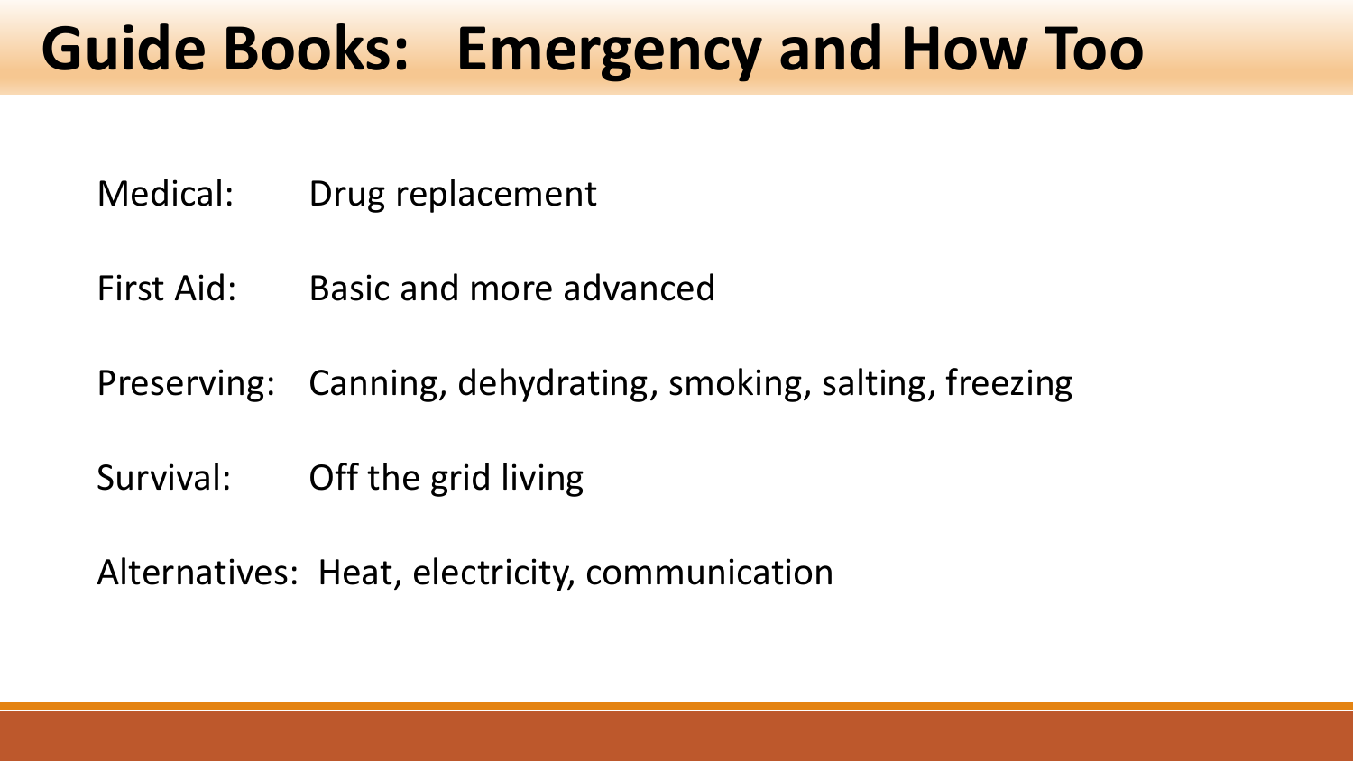# Guide Books: Emergency and How Too

Medical: Drug replacement

First Aid: Basic and more advanced

Preserving: Canning, dehydrating, smoking, salting, freezing

Survival: Off the grid living

Alternatives: Heat, electricity, communication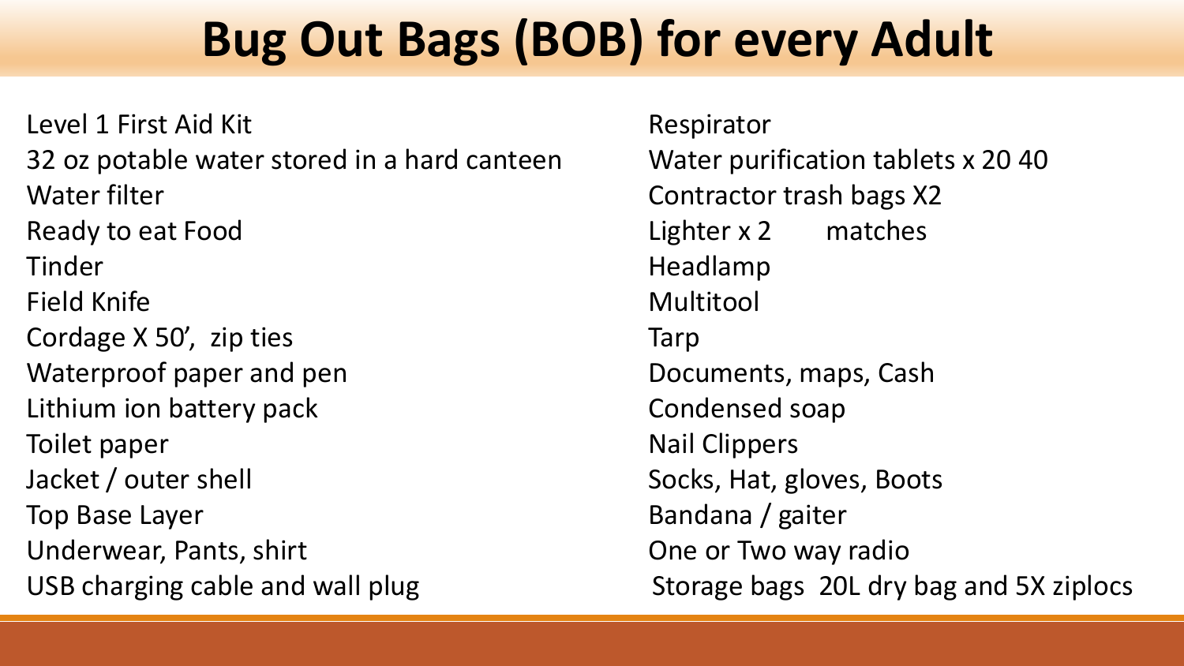# Bug Out Bags (BOB) for every Adult

- Level 1 First Aid Kit
- 32 oz potable water stored in a hard canteen
- Water filter
- Ready to eat Food
- Tinder
- Field Knife
- Cordage X 50', zip ties
- Waterproof paper and pen
- Lithium ion battery pack
- Toilet paper
- Jacket / outer shell
- Top Base Layer
- Underwear, Pants, shirt
- USB charging cable and wall plug
- Respirator
- Water purification tablets x 20 40
- Contractor trash bags X2
- Lighter x 2 matches
- Headlamp
- Multitool
- Tarp
- Documents, maps, Cash
- Condensed soap
- Nail Clippers
- Socks, Hat, gloves, Boots
- Bandana / gaiter
- One or Two way radio
- Storage bags 20L dry bag and 5X ziplocs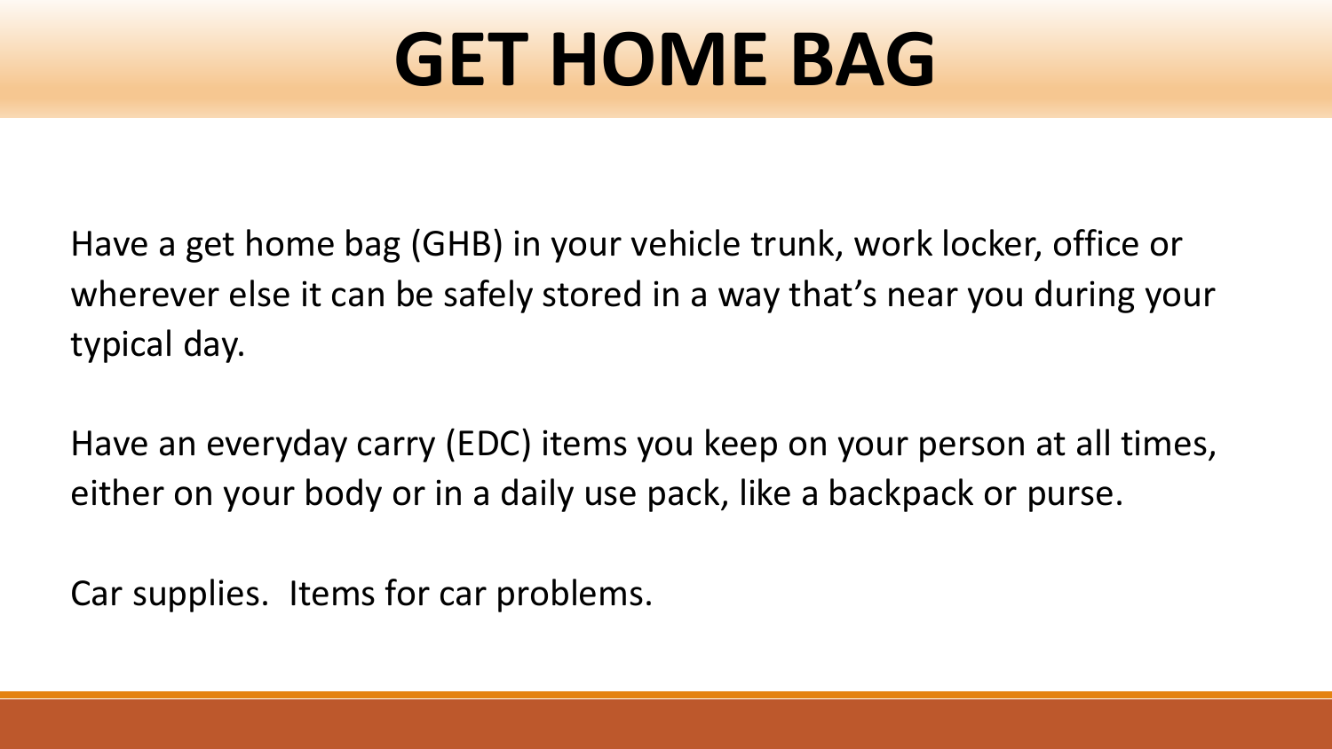# GET HOME BAG

Have a get home bag (GHB) in your vehicle trunk, work locker, office or wherever else it can be safely stored in a way that's near you during your typical day.

Have an everyday carry (EDC) items you keep on your person at all times, either on your body or in a daily use pack, like a backpack or purse.

Car supplies. Items for car problems.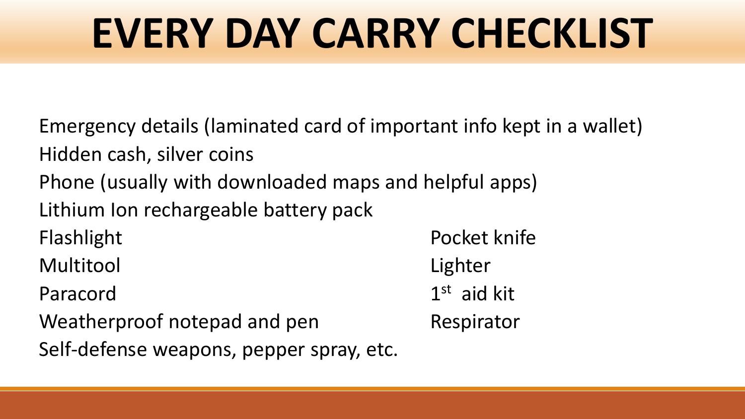# EVERY DAY CARRY CHECKLIST

Emergency details (laminated card of important info kept in a wallet)
Hidden cash, silver coins
Phone (usually with downloaded maps and helpful apps)
Lithium Ion rechargeable battery pack
Flashlight
Multitool
Paracord
Weatherproof notepad and pen
Self-defense weapons, pepper spray, etc.
Pocket knife
Lighter
1st aid kit
Respirator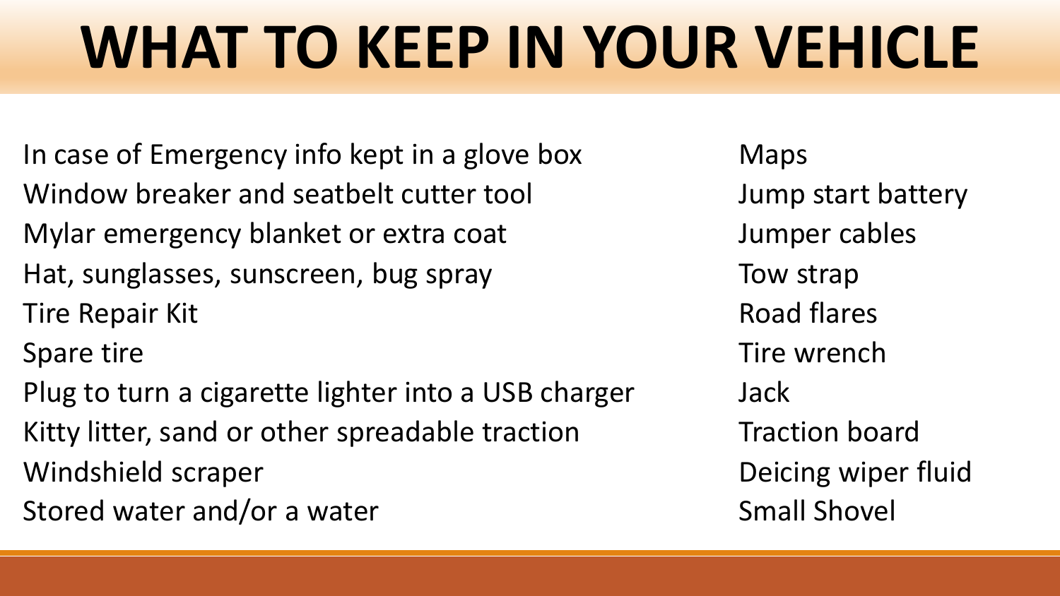# WHAT TO KEEP IN YOUR VEHICLE

In case of Emergency info kept in a glove box
Window breaker and seatbelt cutter tool
Mylar emergency blanket or extra coat
Hat, sunglasses, sunscreen, bug spray
Tire Repair Kit
Spare tire
Plug to turn a cigarette lighter into a USB charger
Kitty litter, sand or other spreadable traction
Windshield scraper
Stored water and/or a water

Maps
Jump start battery
Jumper cables
Tow strap
Road flares
Tire wrench
Jack
Traction board
Deicing wiper fluid
Small Shovel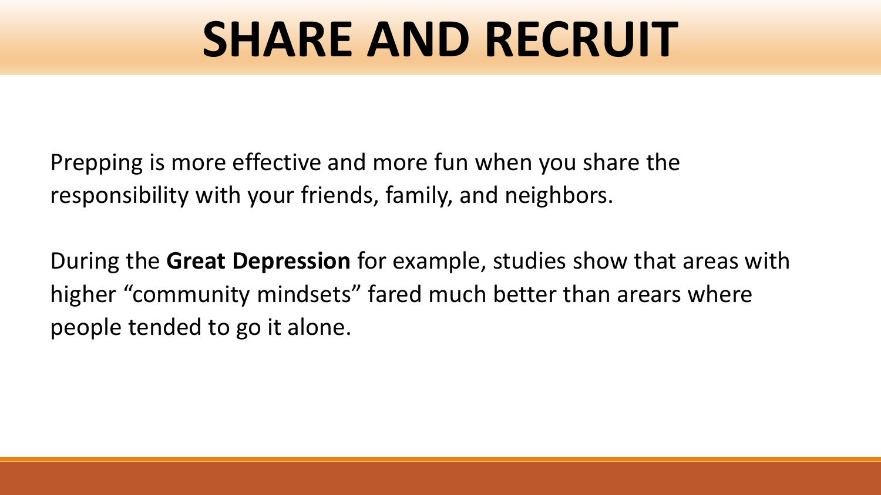# SHARE AND RECRUIT

Prepping is more effective and more fun when you share the responsibility with your friends, family, and neighbors.

During the **Great Depression** for example, studies show that areas with higher "community mindsets" fared much better than arears where people tended to go it alone.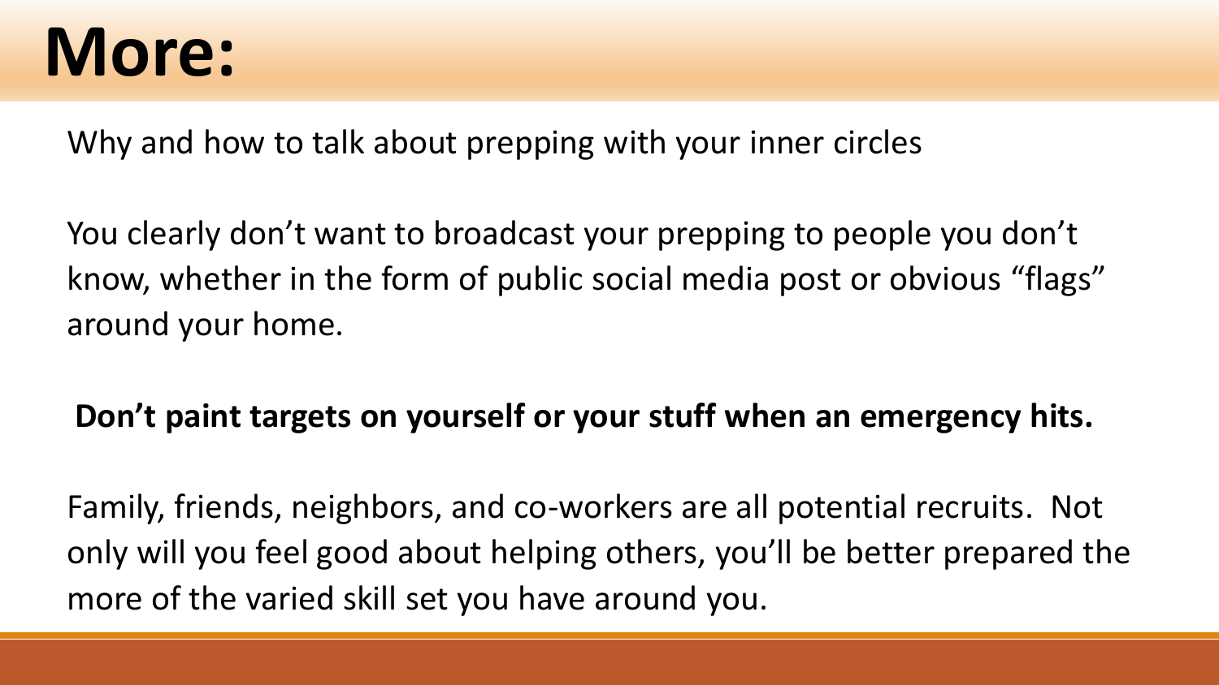# More:

Why and how to talk about prepping with your inner circles

You clearly don't want to broadcast your prepping to people you don't know, whether in the form of public social media post or obvious "flags" around your home.

**Don't paint targets on yourself or your stuff when an emergency hits.**

Family, friends, neighbors, and co-workers are all potential recruits. Not only will you feel good about helping others, you'll be better prepared the more of the varied skill set you have around you.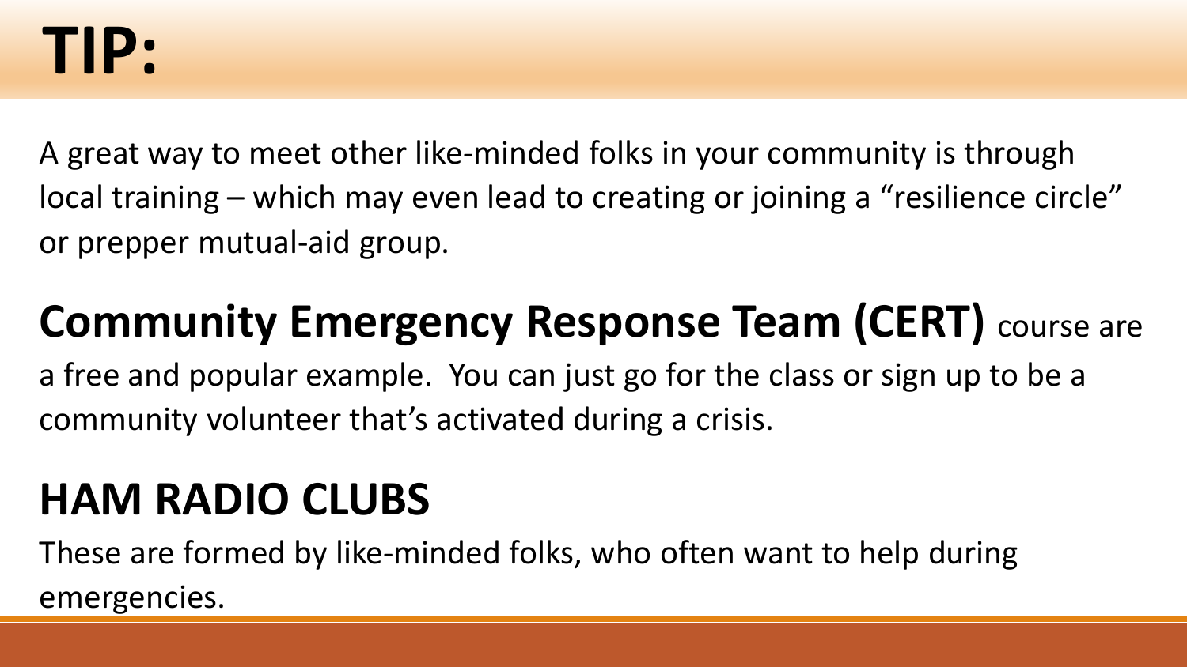# TIP:

A great way to meet other like-minded folks in your community is through local training – which may even lead to creating or joining a "resilience circle" or prepper mutual-aid group.

**Community Emergency Response Team (CERT)** course are a free and popular example. You can just go for the class or sign up to be a community volunteer that's activated during a crisis.

## HAM RADIO CLUBS

These are formed by like-minded folks, who often want to help during emergencies.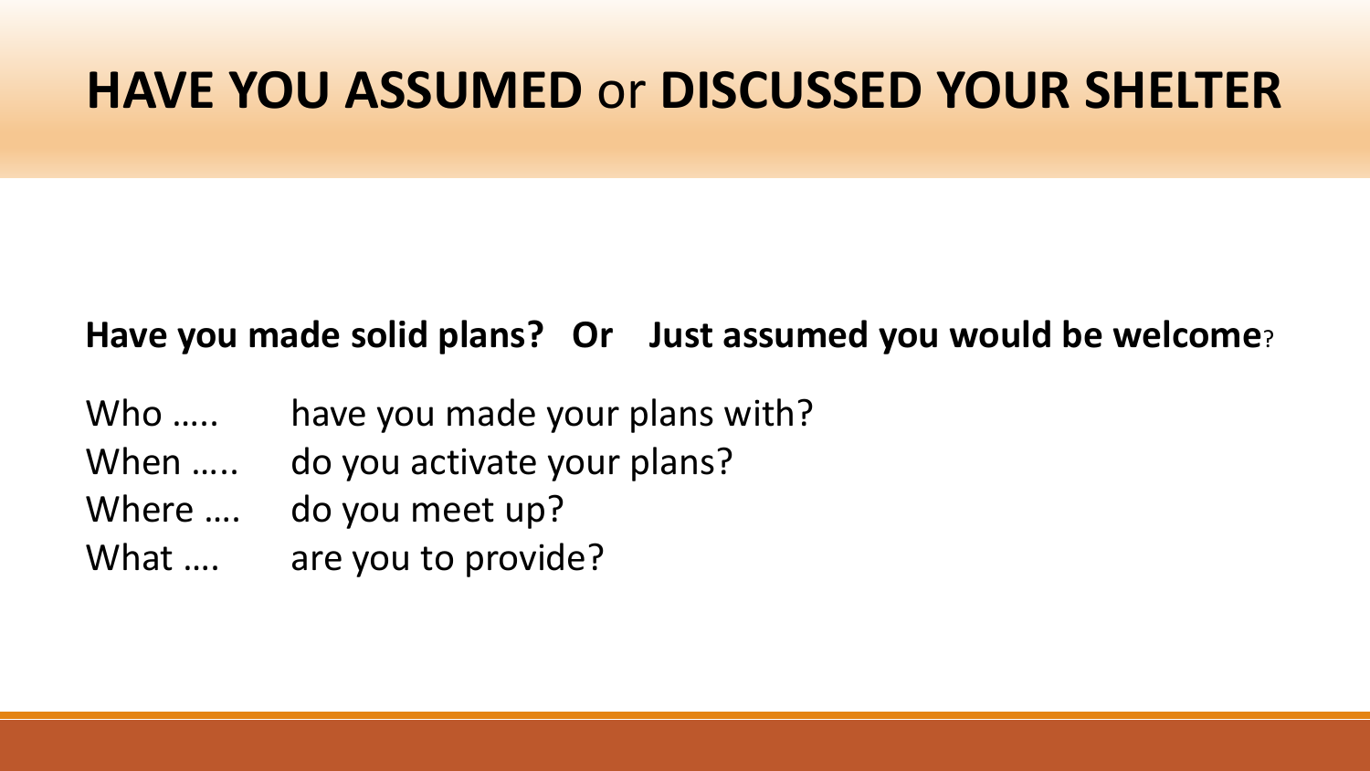# **HAVE YOU ASSUMED** or **DISCUSSED YOUR SHELTER**

**Have you made solid plans? Or Just assumed you would be welcome**?

Who ….. have you made your plans with?
When ….. do you activate your plans?
Where …. do you meet up?
What …. are you to provide?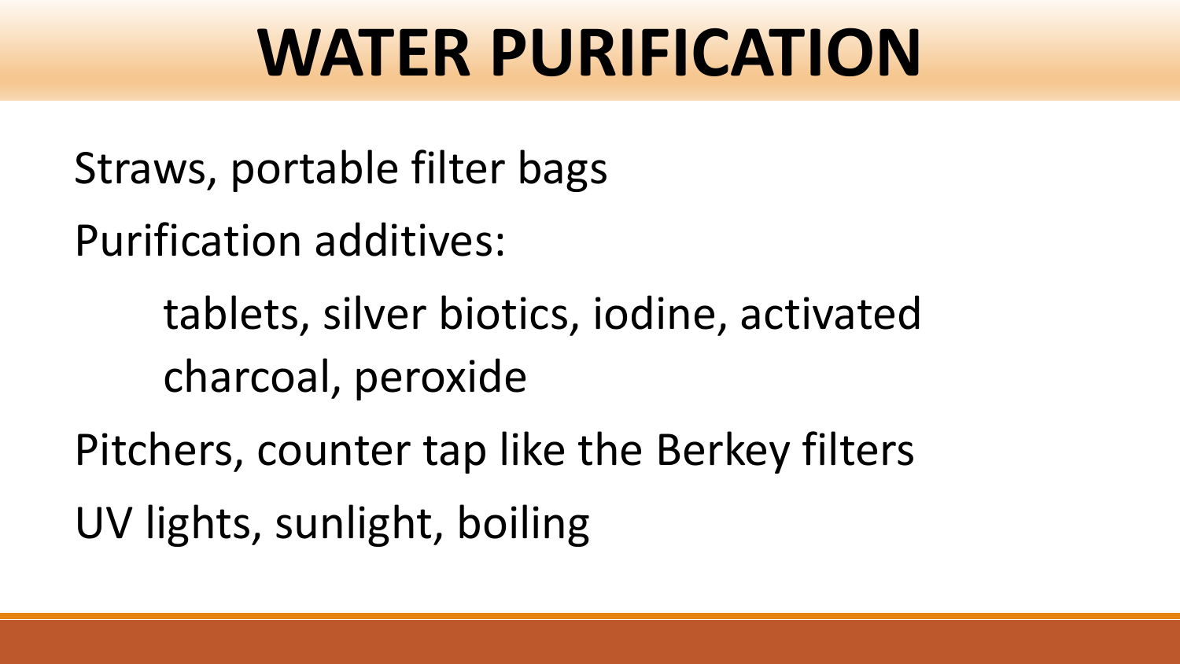# WATER PURIFICATION

Straws, portable filter bags

Purification additives:

  tablets, silver biotics, iodine, activated charcoal, peroxide

Pitchers, counter tap like the Berkey filters

UV lights, sunlight, boiling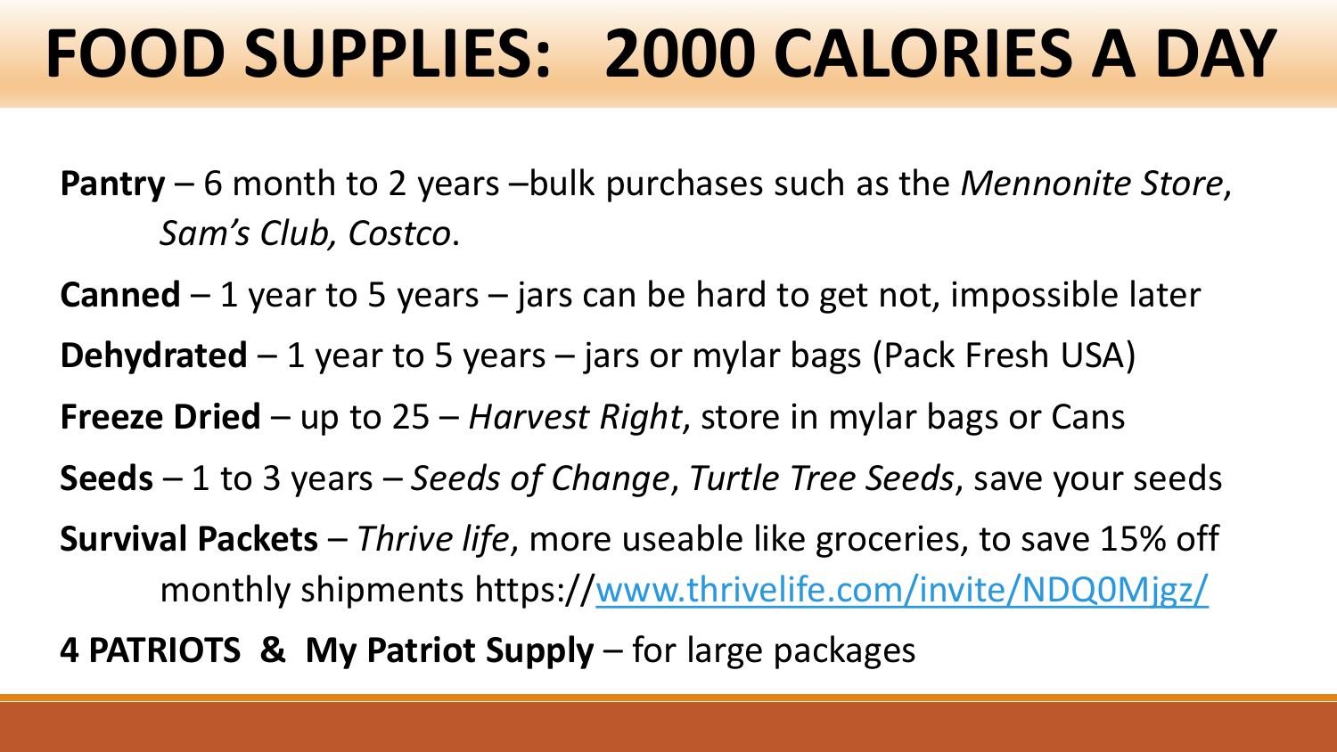# FOOD SUPPLIES: 2000 CALORIES A DAY

**Pantry** – 6 month to 2 years –bulk purchases such as the *Mennonite Store*, *Sam's Club, Costco*.

**Canned** – 1 year to 5 years – jars can be hard to get not, impossible later

**Dehydrated** – 1 year to 5 years – jars or mylar bags (Pack Fresh USA)

**Freeze Dried** – up to 25 – *Harvest Right*, store in mylar bags or Cans

**Seeds** – 1 to 3 years – *Seeds of Change*, *Turtle Tree Seeds*, save your seeds

**Survival Packets** – *Thrive life*, more useable like groceries, to save 15% off monthly shipments https://www.thrivelife.com/invite/NDQ0Mjgz/

**4 PATRIOTS & My Patriot Supply** – for large packages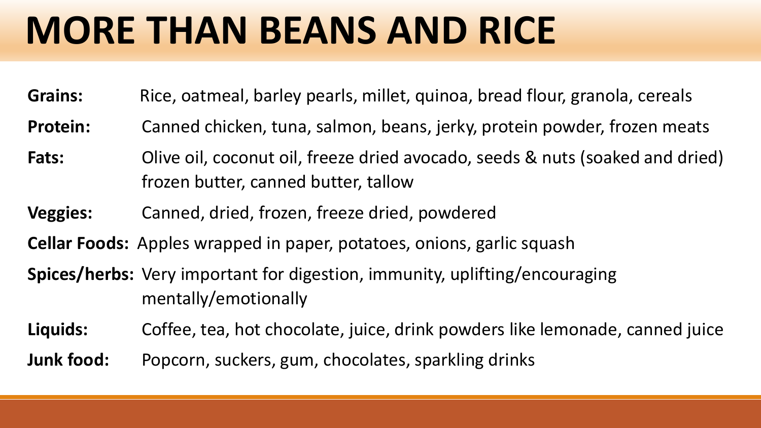# MORE THAN BEANS AND RICE

**Grains:** Rice, oatmeal, barley pearls, millet, quinoa, bread flour, granola, cereals

**Protein:** Canned chicken, tuna, salmon, beans, jerky, protein powder, frozen meats

**Fats:** Olive oil, coconut oil, freeze dried avocado, seeds & nuts (soaked and dried) frozen butter, canned butter, tallow

**Veggies:** Canned, dried, frozen, freeze dried, powdered

**Cellar Foods:** Apples wrapped in paper, potatoes, onions, garlic squash

**Spices/herbs:** Very important for digestion, immunity, uplifting/encouraging mentally/emotionally

**Liquids:** Coffee, tea, hot chocolate, juice, drink powders like lemonade, canned juice

**Junk food:** Popcorn, suckers, gum, chocolates, sparkling drinks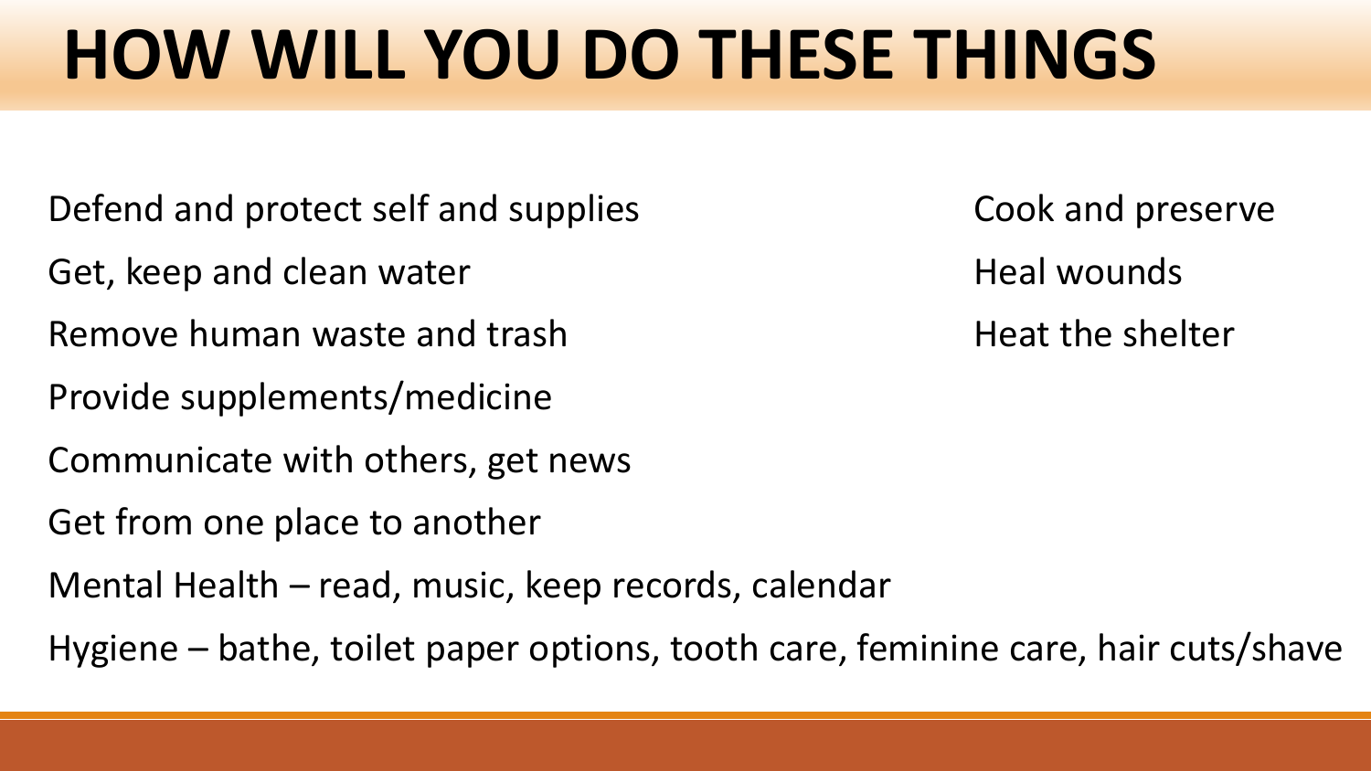# HOW WILL YOU DO THESE THINGS

Defend and protect self and supplies

Get, keep and clean water

Remove human waste and trash

Provide supplements/medicine

Communicate with others, get news

Get from one place to another

Mental Health – read, music, keep records, calendar

Hygiene – bathe, toilet paper options, tooth care, feminine care, hair cuts/shave

Cook and preserve

Heal wounds

Heat the shelter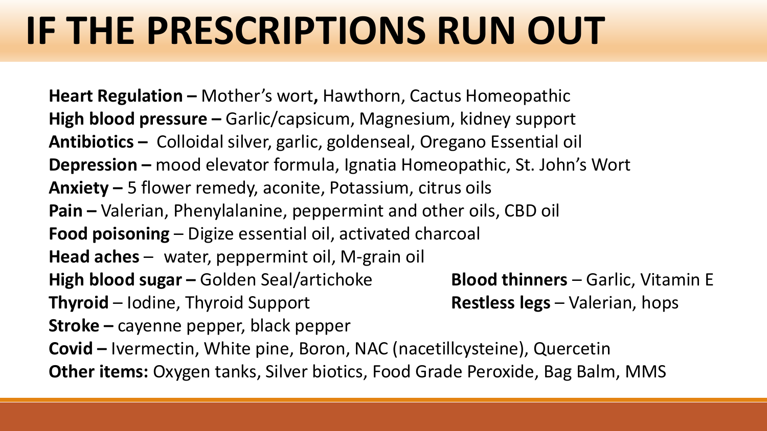# IF THE PRESCRIPTIONS RUN OUT

**Heart Regulation –** Mother's wort**,** Hawthorn, Cactus Homeopathic
**High blood pressure –** Garlic/capsicum, Magnesium, kidney support
**Antibiotics –** Colloidal silver, garlic, goldenseal, Oregano Essential oil
**Depression –** mood elevator formula, Ignatia Homeopathic, St. John's Wort
**Anxiety –** 5 flower remedy, aconite, Potassium, citrus oils
**Pain –** Valerian, Phenylalanine, peppermint and other oils, CBD oil
**Food poisoning** – Digize essential oil, activated charcoal
**Head aches** – water, peppermint oil, M-grain oil
**High blood sugar –** Golden Seal/artichoke
**Thyroid** – Iodine, Thyroid Support
**Blood thinners** – Garlic, Vitamin E
**Restless legs** – Valerian, hops
**Stroke –** cayenne pepper, black pepper
**Covid –** Ivermectin, White pine, Boron, NAC (nacetillcysteine), Quercetin
**Other items:** Oxygen tanks, Silver biotics, Food Grade Peroxide, Bag Balm, MMS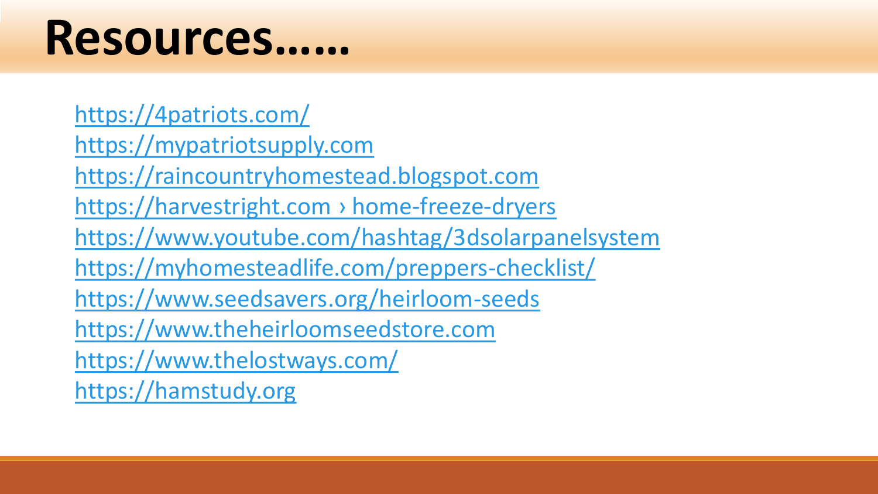# Resources……

https://4patriots.com/
https://mypatriotsupply.com
https://raincountryhomestead.blogspot.com
https://harvestright.com › home-freeze-dryers
https://www.youtube.com/hashtag/3dsolarpanelsystem
https://myhomesteadlife.com/preppers-checklist/
https://www.seedsavers.org/heirloom-seeds
https://www.theheirloomseedstore.com
https://www.thelostways.com/
https://hamstudy.org